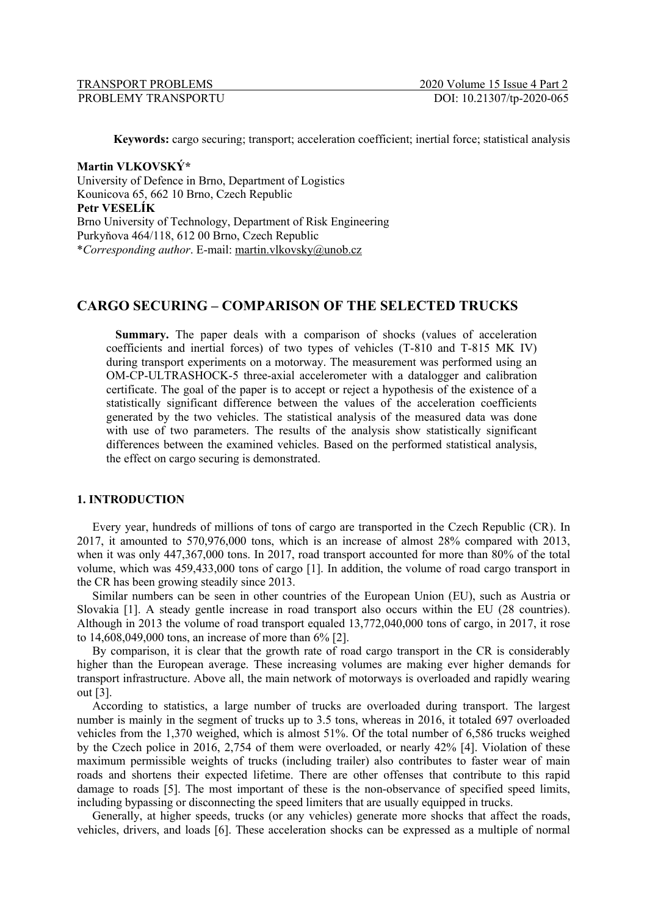**Keywords:** cargo securing; transport; acceleration coefficient; inertial force; statistical analysis

**Martin VLKOVSKÝ***
University of Defence in Brno, Department of Logistics
Kounicova 65, 662 10 Brno, Czech Republic
**Petr VESELÍK**
Brno University of Technology, Department of Risk Engineering
Purkyňova 464/118, 612 00 Brno, Czech Republic
**Corresponding author*. E-mail: martin.vlkovsky@unob.cz

# CARGO SECURING – COMPARISON OF THE SELECTED TRUCKS

**Summary.** The paper deals with a comparison of shocks (values of acceleration coefficients and inertial forces) of two types of vehicles (T-810 and T-815 MK IV) during transport experiments on a motorway. The measurement was performed using an OM-CP-ULTRASHOCK-5 three-axial accelerometer with a datalogger and calibration certificate. The goal of the paper is to accept or reject a hypothesis of the existence of a statistically significant difference between the values of the acceleration coefficients generated by the two vehicles. The statistical analysis of the measured data was done with use of two parameters. The results of the analysis show statistically significant differences between the examined vehicles. Based on the performed statistical analysis, the effect on cargo securing is demonstrated.

## 1. INTRODUCTION

Every year, hundreds of millions of tons of cargo are transported in the Czech Republic (CR). In 2017, it amounted to 570,976,000 tons, which is an increase of almost 28% compared with 2013, when it was only 447,367,000 tons. In 2017, road transport accounted for more than 80% of the total volume, which was 459,433,000 tons of cargo [1]. In addition, the volume of road cargo transport in the CR has been growing steadily since 2013.

Similar numbers can be seen in other countries of the European Union (EU), such as Austria or Slovakia [1]. A steady gentle increase in road transport also occurs within the EU (28 countries). Although in 2013 the volume of road transport equaled 13,772,040,000 tons of cargo, in 2017, it rose to 14,608,049,000 tons, an increase of more than 6% [2].

By comparison, it is clear that the growth rate of road cargo transport in the CR is considerably higher than the European average. These increasing volumes are making ever higher demands for transport infrastructure. Above all, the main network of motorways is overloaded and rapidly wearing out [3].

According to statistics, a large number of trucks are overloaded during transport. The largest number is mainly in the segment of trucks up to 3.5 tons, whereas in 2016, it totaled 697 overloaded vehicles from the 1,370 weighed, which is almost 51%. Of the total number of 6,586 trucks weighed by the Czech police in 2016, 2,754 of them were overloaded, or nearly 42% [4]. Violation of these maximum permissible weights of trucks (including trailer) also contributes to faster wear of main roads and shortens their expected lifetime. There are other offenses that contribute to this rapid damage to roads [5]. The most important of these is the non-observance of specified speed limits, including bypassing or disconnecting the speed limiters that are usually equipped in trucks.

Generally, at higher speeds, trucks (or any vehicles) generate more shocks that affect the roads, vehicles, drivers, and loads [6]. These acceleration shocks can be expressed as a multiple of normal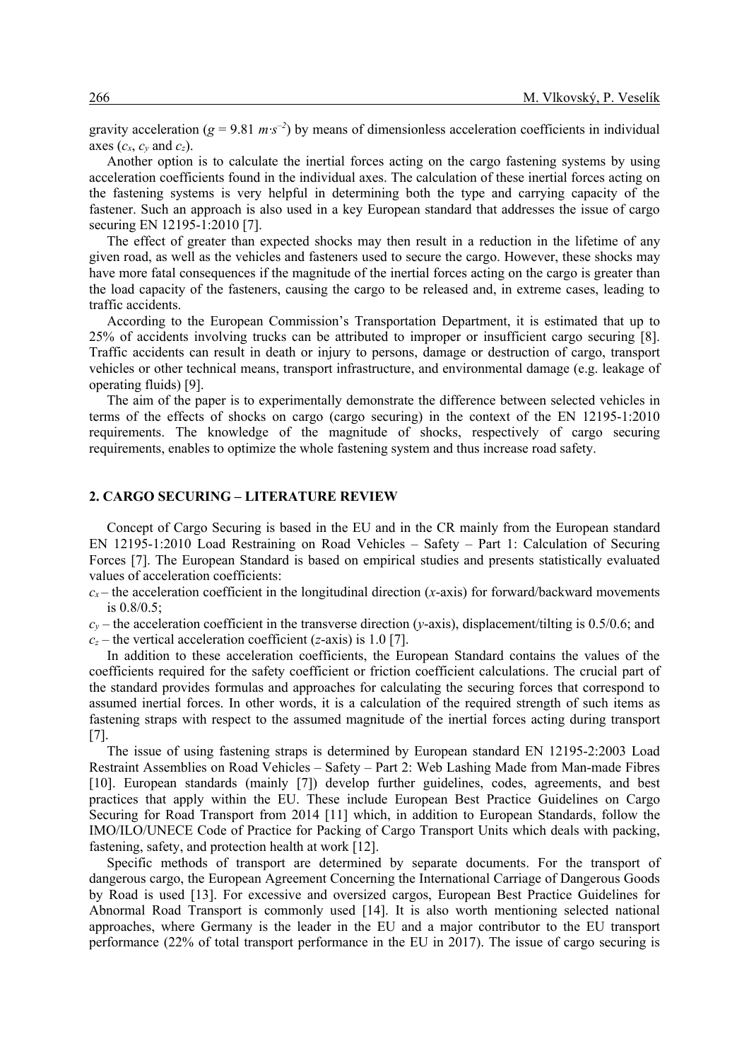gravity acceleration ($g$ = 9.81 $m{\cdot}s^{-2}$) by means of dimensionless acceleration coefficients in individual axes ($c_x$, $c_y$ and $c_z$).

Another option is to calculate the inertial forces acting on the cargo fastening systems by using acceleration coefficients found in the individual axes. The calculation of these inertial forces acting on the fastening systems is very helpful in determining both the type and carrying capacity of the fastener. Such an approach is also used in a key European standard that addresses the issue of cargo securing EN 12195-1:2010 [7].

The effect of greater than expected shocks may then result in a reduction in the lifetime of any given road, as well as the vehicles and fasteners used to secure the cargo. However, these shocks may have more fatal consequences if the magnitude of the inertial forces acting on the cargo is greater than the load capacity of the fasteners, causing the cargo to be released and, in extreme cases, leading to traffic accidents.

According to the European Commission's Transportation Department, it is estimated that up to 25% of accidents involving trucks can be attributed to improper or insufficient cargo securing [8]. Traffic accidents can result in death or injury to persons, damage or destruction of cargo, transport vehicles or other technical means, transport infrastructure, and environmental damage (e.g. leakage of operating fluids) [9].

The aim of the paper is to experimentally demonstrate the difference between selected vehicles in terms of the effects of shocks on cargo (cargo securing) in the context of the EN 12195-1:2010 requirements. The knowledge of the magnitude of shocks, respectively of cargo securing requirements, enables to optimize the whole fastening system and thus increase road safety.

## 2. CARGO SECURING – LITERATURE REVIEW

Concept of Cargo Securing is based in the EU and in the CR mainly from the European standard EN 12195-1:2010 Load Restraining on Road Vehicles – Safety – Part 1: Calculation of Securing Forces [7]. The European Standard is based on empirical studies and presents statistically evaluated values of acceleration coefficients:

$c_x$ – the acceleration coefficient in the longitudinal direction ($x$-axis) for forward/backward movements is 0.8/0.5;

$c_y$ – the acceleration coefficient in the transverse direction ($y$-axis), displacement/tilting is 0.5/0.6; and

$c_z$ – the vertical acceleration coefficient ($z$-axis) is 1.0 [7].

In addition to these acceleration coefficients, the European Standard contains the values of the coefficients required for the safety coefficient or friction coefficient calculations. The crucial part of the standard provides formulas and approaches for calculating the securing forces that correspond to assumed inertial forces. In other words, it is a calculation of the required strength of such items as fastening straps with respect to the assumed magnitude of the inertial forces acting during transport [7].

The issue of using fastening straps is determined by European standard EN 12195-2:2003 Load Restraint Assemblies on Road Vehicles – Safety – Part 2: Web Lashing Made from Man-made Fibres [10]. European standards (mainly [7]) develop further guidelines, codes, agreements, and best practices that apply within the EU. These include European Best Practice Guidelines on Cargo Securing for Road Transport from 2014 [11] which, in addition to European Standards, follow the IMO/ILO/UNECE Code of Practice for Packing of Cargo Transport Units which deals with packing, fastening, safety, and protection health at work [12].

Specific methods of transport are determined by separate documents. For the transport of dangerous cargo, the European Agreement Concerning the International Carriage of Dangerous Goods by Road is used [13]. For excessive and oversized cargos, European Best Practice Guidelines for Abnormal Road Transport is commonly used [14]. It is also worth mentioning selected national approaches, where Germany is the leader in the EU and a major contributor to the EU transport performance (22% of total transport performance in the EU in 2017). The issue of cargo securing is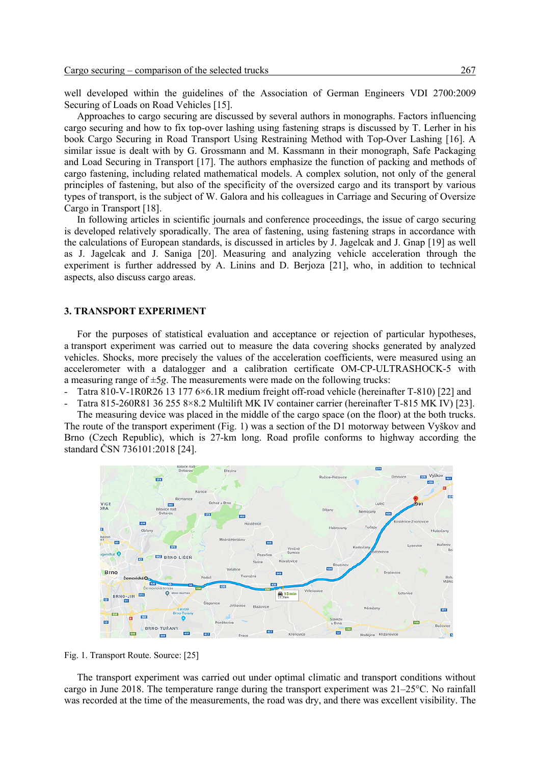well developed within the guidelines of the Association of German Engineers VDI 2700:2009 Securing of Loads on Road Vehicles [15].

Approaches to cargo securing are discussed by several authors in monographs. Factors influencing cargo securing and how to fix top-over lashing using fastening straps is discussed by T. Lerher in his book Cargo Securing in Road Transport Using Restraining Method with Top-Over Lashing [16]. A similar issue is dealt with by G. Grossmann and M. Kassmann in their monograph, Safe Packaging and Load Securing in Transport [17]. The authors emphasize the function of packing and methods of cargo fastening, including related mathematical models. A complex solution, not only of the general principles of fastening, but also of the specificity of the oversized cargo and its transport by various types of transport, is the subject of W. Galora and his colleagues in Carriage and Securing of Oversize Cargo in Transport [18].

In following articles in scientific journals and conference proceedings, the issue of cargo securing is developed relatively sporadically. The area of fastening, using fastening straps in accordance with the calculations of European standards, is discussed in articles by J. Jagelcak and J. Gnap [19] as well as J. Jagelcak and J. Saniga [20]. Measuring and analyzing vehicle acceleration through the experiment is further addressed by A. Linins and D. Berjoza [21], who, in addition to technical aspects, also discuss cargo areas.

## 3. TRANSPORT EXPERIMENT

For the purposes of statistical evaluation and acceptance or rejection of particular hypotheses, a transport experiment was carried out to measure the data covering shocks generated by analyzed vehicles. Shocks, more precisely the values of the acceleration coefficients, were measured using an accelerometer with a datalogger and a calibration certificate OM-CP-ULTRASHOCK-5 with a measuring range of $\pm 5g$. The measurements were made on the following trucks:

- Tatra 810-V-1R0R26 13 177 6×6.1R medium freight off-road vehicle (hereinafter T-810) [22] and
- Tatra 815-260R81 36 255 8×8.2 Multilift MK IV container carrier (hereinafter T-815 MK IV) [23].

The measuring device was placed in the middle of the cargo space (on the floor) at the both trucks. The route of the transport experiment (Fig. 1) was a section of the D1 motorway between Vyškov and Brno (Czech Republic), which is 27-km long. Road profile conforms to highway according the standard ČSN 736101:2018 [24].

Fig. 1. Transport Route. Source: [25]

The transport experiment was carried out under optimal climatic and transport conditions without cargo in June 2018. The temperature range during the transport experiment was 21–25°C. No rainfall was recorded at the time of the measurements, the road was dry, and there was excellent visibility. The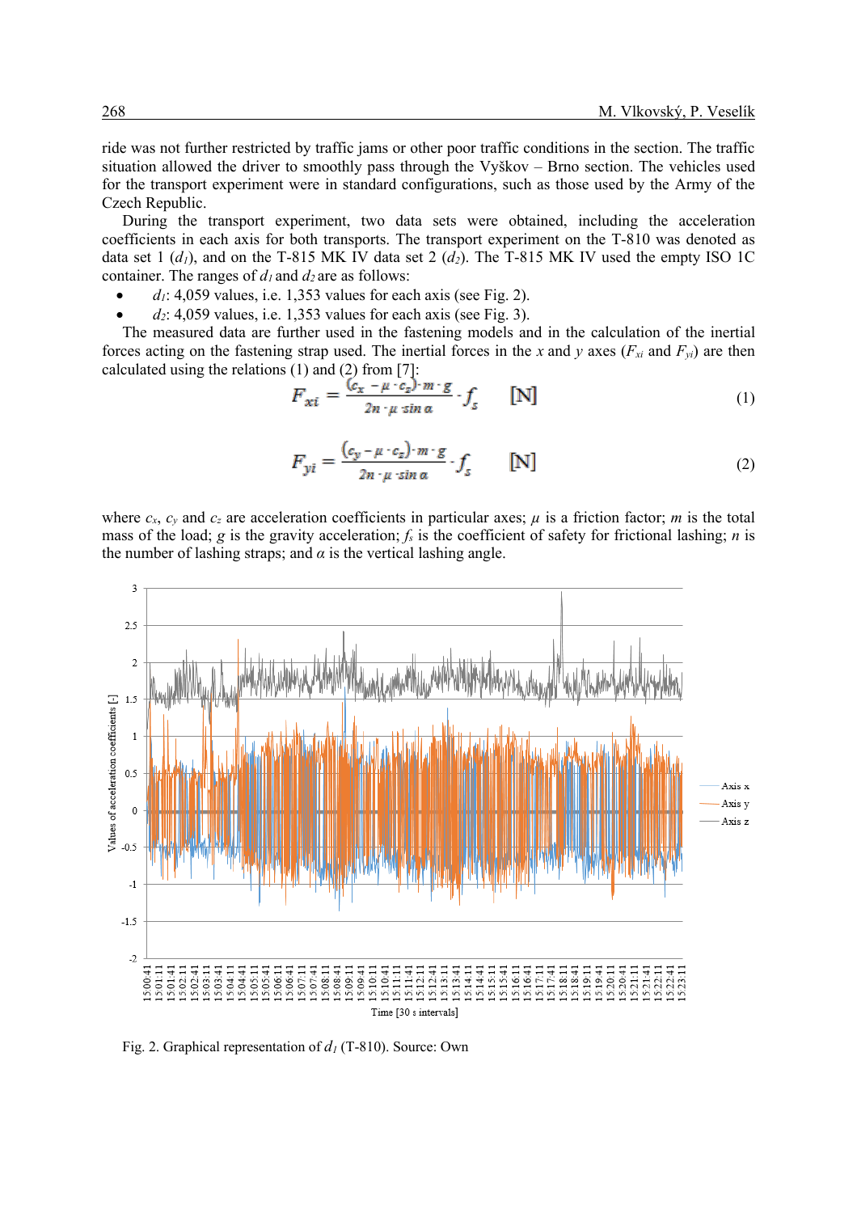ride was not further restricted by traffic jams or other poor traffic conditions in the section. The traffic situation allowed the driver to smoothly pass through the Vyškov – Brno section. The vehicles used for the transport experiment were in standard configurations, such as those used by the Army of the Czech Republic.

During the transport experiment, two data sets were obtained, including the acceleration coefficients in each axis for both transports. The transport experiment on the T-810 was denoted as data set 1 ($d_1$), and on the T-815 MK IV data set 2 ($d_2$). The T-815 MK IV used the empty ISO 1C container. The ranges of $d_1$ and $d_2$ are as follows:

- $d_1$: 4,059 values, i.e. 1,353 values for each axis (see Fig. 2).
- $d_2$: 4,059 values, i.e. 1,353 values for each axis (see Fig. 3).

The measured data are further used in the fastening models and in the calculation of the inertial forces acting on the fastening strap used. The inertial forces in the $x$ and $y$ axes ($F_{xi}$ and $F_{yi}$) are then calculated using the relations (1) and (2) from [7]:

$$F_{xi} = \frac{(c_x - \mu \cdot c_z) \cdot m \cdot g}{2n \cdot \mu \cdot \sin\alpha} \cdot f_s \qquad [\mathrm{N}] \tag{1}$$

$$F_{yi} = \frac{(c_y - \mu \cdot c_z) \cdot m \cdot g}{2n \cdot \mu \cdot \sin\alpha} \cdot f_s \qquad [\mathrm{N}] \tag{2}$$

where $c_x$, $c_y$ and $c_z$ are acceleration coefficients in particular axes; $\mu$ is a friction factor; $m$ is the total mass of the load; $g$ is the gravity acceleration; $f_s$ is the coefficient of safety for frictional lashing; $n$ is the number of lashing straps; and $\alpha$ is the vertical lashing angle.

Fig. 2. Graphical representation of $d_1$ (T-810). Source: Own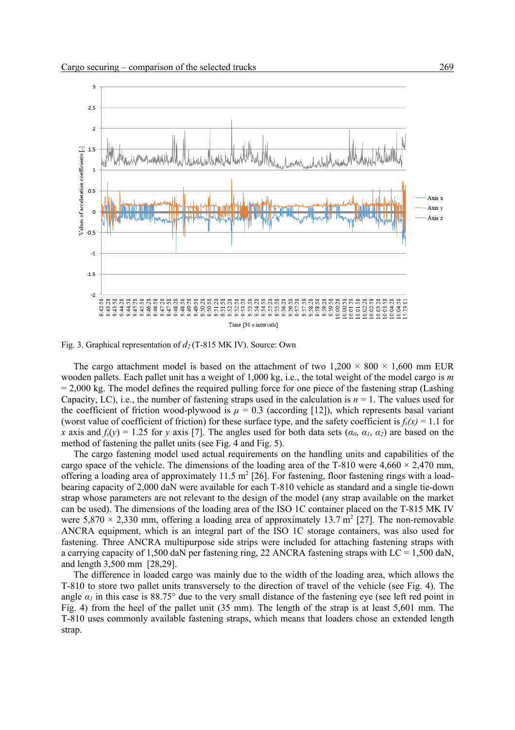Fig. 3. Graphical representation of $d_2$ (T-815 MK IV). Source: Own

The cargo attachment model is based on the attachment of two 1,200 × 800 × 1,600 mm EUR wooden pallets. Each pallet unit has a weight of 1,000 kg, i.e., the total weight of the model cargo is $m$ = 2,000 kg. The model defines the required pulling force for one piece of the fastening strap (Lashing Capacity, LC), i.e., the number of fastening straps used in the calculation is $n$ = 1. The values used for the coefficient of friction wood-plywood is $\mu$ = 0.3 (according [12]), which represents basal variant (worst value of coefficient of friction) for these surface type, and the safety coefficient is $f_s(x)$ = 1.1 for $x$ axis and $f_s(y)$ = 1.25 for $y$ axis [7]. The angles used for both data sets ($\alpha_0$, $\alpha_1$, $\alpha_2$) are based on the method of fastening the pallet units (see Fig. 4 and Fig. 5).

The cargo fastening model used actual requirements on the handling units and capabilities of the cargo space of the vehicle. The dimensions of the loading area of the T-810 were 4,660 × 2,470 mm, offering a loading area of approximately 11.5 m$^2$ [26]. For fastening, floor fastening rings with a load-bearing capacity of 2,000 daN were available for each T-810 vehicle as standard and a single tie-down strap whose parameters are not relevant to the design of the model (any strap available on the market can be used). The dimensions of the loading area of the ISO 1C container placed on the T-815 MK IV were 5,870 × 2,330 mm, offering a loading area of approximately 13.7 m$^2$ [27]. The non-removable ANCRA equipment, which is an integral part of the ISO 1C storage containers, was also used for fastening. Three ANCRA multipurpose side strips were included for attaching fastening straps with a carrying capacity of 1,500 daN per fastening ring, 22 ANCRA fastening straps with LC = 1,500 daN, and length 3,500 mm [28,29].

The difference in loaded cargo was mainly due to the width of the loading area, which allows the T-810 to store two pallet units transversely to the direction of travel of the vehicle (see Fig. 4). The angle $\alpha_1$ in this case is 88.75° due to the very small distance of the fastening eye (see left red point in Fig. 4) from the heel of the pallet unit (35 mm). The length of the strap is at least 5,601 mm. The T-810 uses commonly available fastening straps, which means that loaders chose an extended length strap.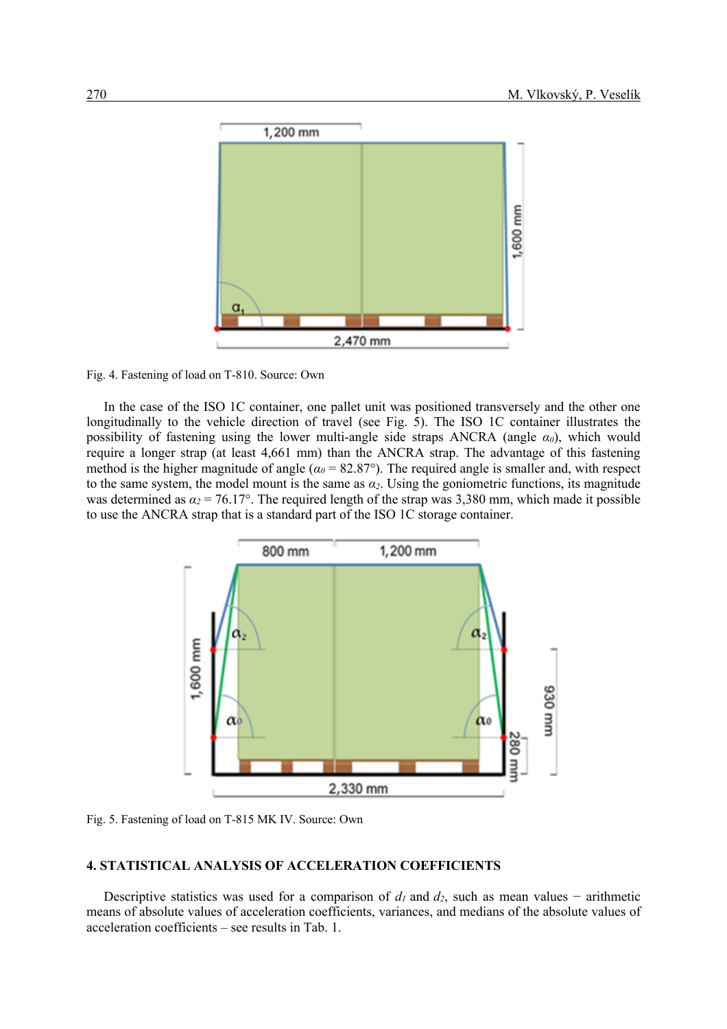Fig. 4. Fastening of load on T-810. Source: Own

In the case of the ISO 1C container, one pallet unit was positioned transversely and the other one longitudinally to the vehicle direction of travel (see Fig. 5). The ISO 1C container illustrates the possibility of fastening using the lower multi-angle side straps ANCRA (angle $\alpha_0$), which would require a longer strap (at least 4,661 mm) than the ANCRA strap. The advantage of this fastening method is the higher magnitude of angle ($\alpha_0$ = 82.87°). The required angle is smaller and, with respect to the same system, the model mount is the same as $\alpha_2$. Using the goniometric functions, its magnitude was determined as $\alpha_2$ = 76.17°. The required length of the strap was 3,380 mm, which made it possible to use the ANCRA strap that is a standard part of the ISO 1C storage container.

Fig. 5. Fastening of load on T-815 MK IV. Source: Own

## 4. STATISTICAL ANALYSIS OF ACCELERATION COEFFICIENTS

Descriptive statistics was used for a comparison of $d_1$ and $d_2$, such as mean values − arithmetic means of absolute values of acceleration coefficients, variances, and medians of the absolute values of acceleration coefficients – see results in Tab. 1.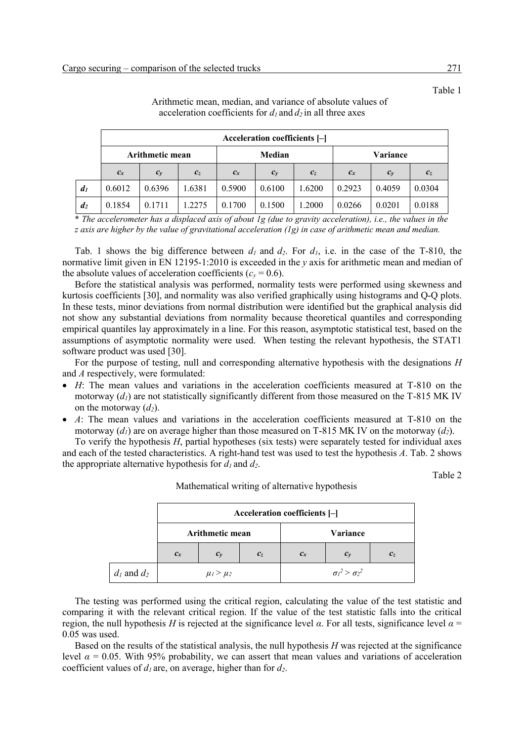Table 1

Arithmetic mean, median, and variance of absolute values of acceleration coefficients for $d_1$ and $d_2$ in all three axes

| | Acceleration coefficients [–] | | | | | | | | |
|---|---|---|---|---|---|---|---|---|---|
| | Arithmetic mean | | | Median | | | Variance | | |
| | $c_x$ | $c_y$ | $c_z$ | $c_x$ | $c_y$ | $c_z$ | $c_x$ | $c_y$ | $c_z$ |
| $d_1$ | 0.6012 | 0.6396 | 1.6381 | 0.5900 | 0.6100 | 1.6200 | 0.2923 | 0.4059 | 0.0304 |
| $d_2$ | 0.1854 | 0.1711 | 1.2275 | 0.1700 | 0.1500 | 1.2000 | 0.0266 | 0.0201 | 0.0188 |

\* *The accelerometer has a displaced axis of about 1g (due to gravity acceleration), i.e., the values in the z axis are higher by the value of gravitational acceleration (1g) in case of arithmetic mean and median.*

Tab. 1 shows the big difference between $d_1$ and $d_2$. For $d_1$, i.e. in the case of the T-810, the normative limit given in EN 12195-1:2010 is exceeded in the *y* axis for arithmetic mean and median of the absolute values of acceleration coefficients ($c_y = 0.6$).

Before the statistical analysis was performed, normality tests were performed using skewness and kurtosis coefficients [30], and normality was also verified graphically using histograms and Q-Q plots. In these tests, minor deviations from normal distribution were identified but the graphical analysis did not show any substantial deviations from normality because theoretical quantiles and corresponding empirical quantiles lay approximately in a line. For this reason, asymptotic statistical test, based on the assumptions of asymptotic normality were used. When testing the relevant hypothesis, the STAT1 software product was used [30].

For the purpose of testing, null and corresponding alternative hypothesis with the designations *H* and *A* respectively, were formulated:

- *H*: The mean values and variations in the acceleration coefficients measured at T-810 on the motorway ($d_1$) are not statistically significantly different from those measured on the T-815 MK IV on the motorway ($d_2$).
- *A*: The mean values and variations in the acceleration coefficients measured at T-810 on the motorway ($d_1$) are on average higher than those measured on T-815 MK IV on the motorway ($d_2$).

To verify the hypothesis *H*, partial hypotheses (six tests) were separately tested for individual axes and each of the tested characteristics. A right-hand test was used to test the hypothesis *A*. Tab. 2 shows the appropriate alternative hypothesis for $d_1$ and $d_2$.

Table 2

Mathematical writing of alternative hypothesis

| | Acceleration coefficients [–] | | | | | |
|---|---|---|---|---|---|---|
| | Arithmetic mean | | | Variance | | |
| | $c_x$ | $c_y$ | $c_z$ | $c_x$ | $c_y$ | $c_z$ |
| $d_1$ and $d_2$ | $\mu_1 > \mu_2$ | | | $\sigma_1^2 > \sigma_2^2$ | | |

The testing was performed using the critical region, calculating the value of the test statistic and comparing it with the relevant critical region. If the value of the test statistic falls into the critical region, the null hypothesis *H* is rejected at the significance level $\alpha$. For all tests, significance level $\alpha = 0.05$ was used.

Based on the results of the statistical analysis, the null hypothesis *H* was rejected at the significance level $\alpha = 0.05$. With 95% probability, we can assert that mean values and variations of acceleration coefficient values of $d_1$ are, on average, higher than for $d_2$.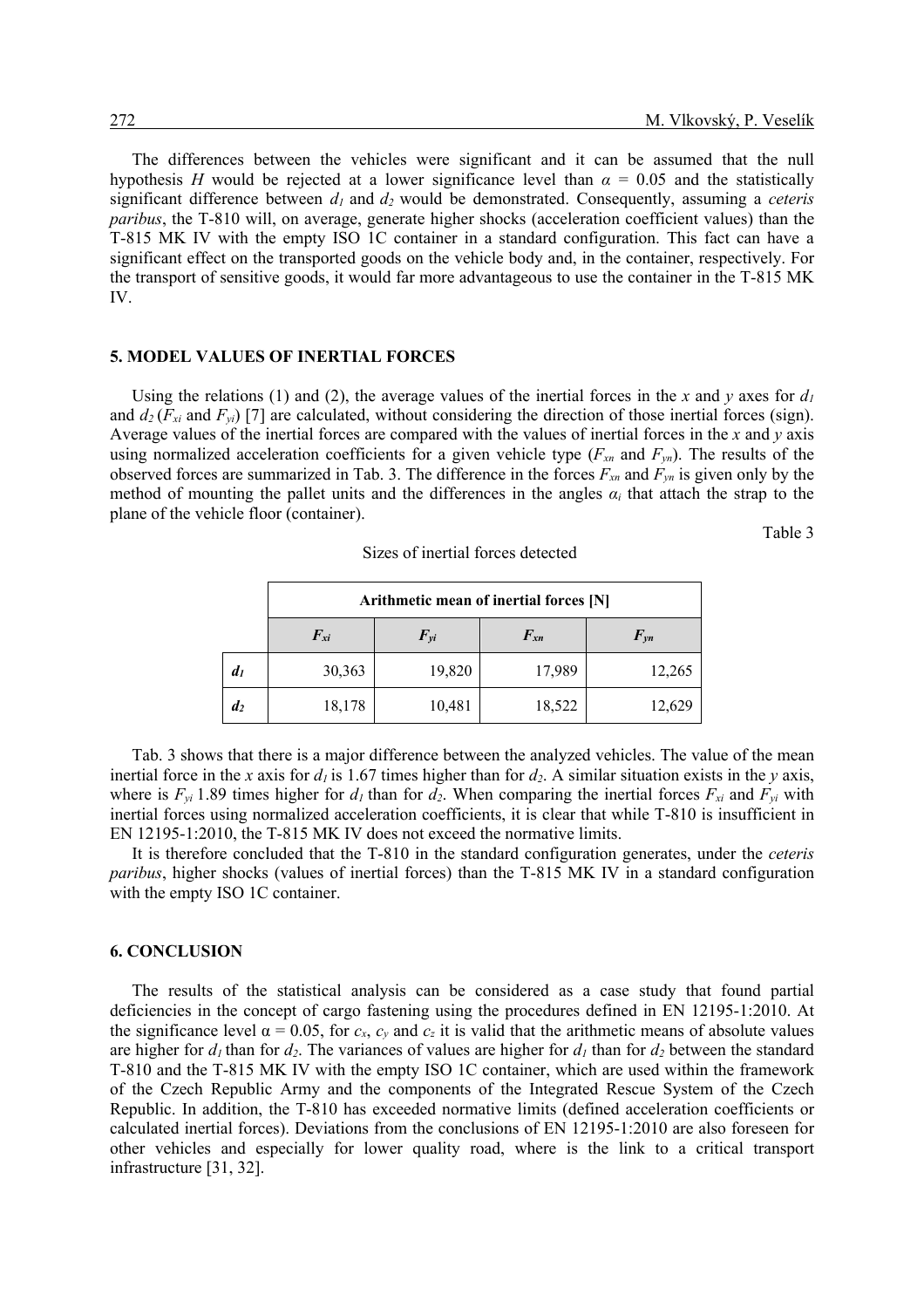The differences between the vehicles were significant and it can be assumed that the null hypothesis *H* would be rejected at a lower significance level than $\alpha$ = 0.05 and the statistically significant difference between $d_1$ and $d_2$ would be demonstrated. Consequently, assuming a *ceteris paribus*, the T-810 will, on average, generate higher shocks (acceleration coefficient values) than the T-815 MK IV with the empty ISO 1C container in a standard configuration. This fact can have a significant effect on the transported goods on the vehicle body and, in the container, respectively. For the transport of sensitive goods, it would far more advantageous to use the container in the T-815 MK IV.

## 5. MODEL VALUES OF INERTIAL FORCES

Using the relations (1) and (2), the average values of the inertial forces in the *x* and *y* axes for $d_1$ and $d_2$ ($F_{xi}$ and $F_{yi}$) [7] are calculated, without considering the direction of those inertial forces (sign). Average values of the inertial forces are compared with the values of inertial forces in the *x* and *y* axis using normalized acceleration coefficients for a given vehicle type ($F_{xn}$ and $F_{yn}$). The results of the observed forces are summarized in Tab. 3. The difference in the forces $F_{xn}$ and $F_{yn}$ is given only by the method of mounting the pallet units and the differences in the angles $\alpha_i$ that attach the strap to the plane of the vehicle floor (container).

Table 3

Sizes of inertial forces detected

| | Arithmetic mean of inertial forces [N] | | | |
|---|---|---|---|---|
| | $F_{xi}$ | $F_{yi}$ | $F_{xn}$ | $F_{yn}$ |
| $d_1$ | 30,363 | 19,820 | 17,989 | 12,265 |
| $d_2$ | 18,178 | 10,481 | 18,522 | 12,629 |

Tab. 3 shows that there is a major difference between the analyzed vehicles. The value of the mean inertial force in the *x* axis for $d_1$ is 1.67 times higher than for $d_2$. A similar situation exists in the *y* axis, where is $F_{yi}$ 1.89 times higher for $d_1$ than for $d_2$. When comparing the inertial forces $F_{xi}$ and $F_{yi}$ with inertial forces using normalized acceleration coefficients, it is clear that while T-810 is insufficient in EN 12195-1:2010, the T-815 MK IV does not exceed the normative limits.

It is therefore concluded that the T-810 in the standard configuration generates, under the *ceteris paribus*, higher shocks (values of inertial forces) than the T-815 MK IV in a standard configuration with the empty ISO 1C container.

## 6. CONCLUSION

The results of the statistical analysis can be considered as a case study that found partial deficiencies in the concept of cargo fastening using the procedures defined in EN 12195-1:2010. At the significance level $\alpha$ = 0.05, for $c_x$, $c_y$ and $c_z$ it is valid that the arithmetic means of absolute values are higher for $d_1$ than for $d_2$. The variances of values are higher for $d_1$ than for $d_2$ between the standard T-810 and the T-815 MK IV with the empty ISO 1C container, which are used within the framework of the Czech Republic Army and the components of the Integrated Rescue System of the Czech Republic. In addition, the T-810 has exceeded normative limits (defined acceleration coefficients or calculated inertial forces). Deviations from the conclusions of EN 12195-1:2010 are also foreseen for other vehicles and especially for lower quality road, where is the link to a critical transport infrastructure [31, 32].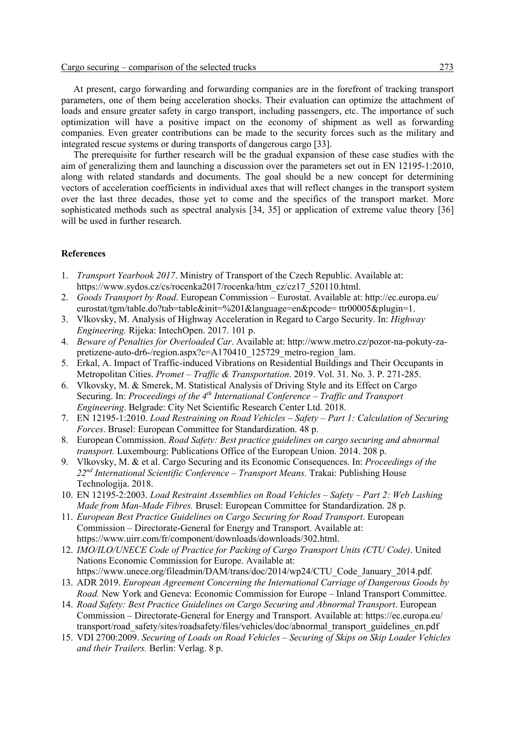At present, cargo forwarding and forwarding companies are in the forefront of tracking transport parameters, one of them being acceleration shocks. Their evaluation can optimize the attachment of loads and ensure greater safety in cargo transport, including passengers, etc. The importance of such optimization will have a positive impact on the economy of shipment as well as forwarding companies. Even greater contributions can be made to the security forces such as the military and integrated rescue systems or during transports of dangerous cargo [33].

The prerequisite for further research will be the gradual expansion of these case studies with the aim of generalizing them and launching a discussion over the parameters set out in EN 12195-1:2010, along with related standards and documents. The goal should be a new concept for determining vectors of acceleration coefficients in individual axes that will reflect changes in the transport system over the last three decades, those yet to come and the specifics of the transport market. More sophisticated methods such as spectral analysis [34, 35] or application of extreme value theory [36] will be used in further research.

## References

1. *Transport Yearbook 2017*. Ministry of Transport of the Czech Republic. Available at: https://www.sydos.cz/cs/rocenka2017/rocenka/htm_cz/cz17_520110.html.
2. *Goods Transport by Road*. European Commission – Eurostat. Available at: http://ec.europa.eu/eurostat/tgm/table.do?tab=table&init=%201&language=en&pcode= ttr00005&plugin=1.
3. Vlkovsky, M. Analysis of Highway Acceleration in Regard to Cargo Security. In: *Highway Engineering.* Rijeka: IntechOpen. 2017. 101 p.
4. *Beware of Penalties for Overloaded Car*. Available at: http://www.metro.cz/pozor-na-pokuty-za-pretizene-auto-dr6-/region.aspx?c=A170410_125729_metro-region_lam.
5. Erkal, A. Impact of Traffic-induced Vibrations on Residential Buildings and Their Occupants in Metropolitan Cities. *Promet – Traffic & Transportation*. 2019. Vol. 31. No. 3. P. 271-285.
6. Vlkovsky, M. & Smerek, M. Statistical Analysis of Driving Style and its Effect on Cargo Securing. In: *Proceedings of the 4th International Conference – Traffic and Transport Engineering*. Belgrade: City Net Scientific Research Center Ltd. 2018.
7. EN 12195-1:2010. *Load Restraining on Road Vehicles – Safety – Part 1: Calculation of Securing Forces*. Brusel: European Committee for Standardization. 48 p.
8. European Commission. *Road Safety: Best practice guidelines on cargo securing and abnormal transport.* Luxembourg: Publications Office of the European Union. 2014. 208 p.
9. Vlkovsky, M. & et al. Cargo Securing and its Economic Consequences. In: *Proceedings of the 22nd International Scientific Conference – Transport Means.* Trakai: Publishing House Technologija. 2018.
10. EN 12195-2:2003. *Load Restraint Assemblies on Road Vehicles – Safety – Part 2: Web Lashing Made from Man-Made Fibres.* Brusel: European Committee for Standardization. 28 p.
11. *European Best Practice Guidelines on Cargo Securing for Road Transport*. European Commission – Directorate-General for Energy and Transport. Available at: https://www.uirr.com/fr/component/downloads/downloads/302.html.
12. *IMO/ILO/UNECE Code of Practice for Packing of Cargo Transport Units (CTU Code)*. United Nations Economic Commission for Europe. Available at: https://www.unece.org/fileadmin/DAM/trans/doc/2014/wp24/CTU_Code_January_2014.pdf.
13. ADR 2019. *European Agreement Concerning the International Carriage of Dangerous Goods by Road.* New York and Geneva: Economic Commission for Europe – Inland Transport Committee.
14. *Road Safety: Best Practice Guidelines on Cargo Securing and Abnormal Transport*. European Commission – Directorate-General for Energy and Transport. Available at: https://ec.europa.eu/transport/road_safety/sites/roadsafety/files/vehicles/doc/abnormal_transport_guidelines_en.pdf
15. VDI 2700:2009. *Securing of Loads on Road Vehicles – Securing of Skips on Skip Loader Vehicles and their Trailers.* Berlin: Verlag. 8 p.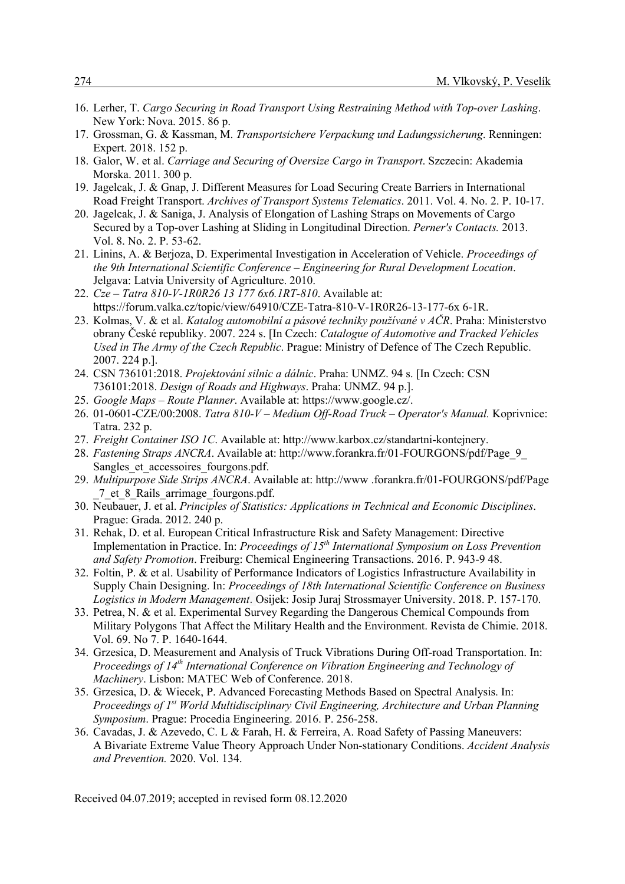16. Lerher, T. *Cargo Securing in Road Transport Using Restraining Method with Top-over Lashing*. New York: Nova. 2015. 86 p.
17. Grossman, G. & Kassman, M. *Transportsichere Verpackung und Ladungssicherung*. Renningen: Expert. 2018. 152 p.
18. Galor, W. et al. *Carriage and Securing of Oversize Cargo in Transport*. Szczecin: Akademia Morska. 2011. 300 p.
19. Jagelcak, J. & Gnap, J. Different Measures for Load Securing Create Barriers in International Road Freight Transport. *Archives of Transport Systems Telematics*. 2011. Vol. 4. No. 2. P. 10-17.
20. Jagelcak, J. & Saniga, J. Analysis of Elongation of Lashing Straps on Movements of Cargo Secured by a Top-over Lashing at Sliding in Longitudinal Direction. *Perner's Contacts.* 2013. Vol. 8. No. 2. P. 53-62.
21. Linins, A. & Berjoza, D. Experimental Investigation in Acceleration of Vehicle. *Proceedings of the 9th International Scientific Conference – Engineering for Rural Development Location*. Jelgava: Latvia University of Agriculture. 2010.
22. *Cze – Tatra 810-V-1R0R26 13 177 6x6.1RT-810*. Available at: https://forum.valka.cz/topic/view/64910/CZE-Tatra-810-V-1R0R26-13-177-6x 6-1R.
23. Kolmas, V. & et al. *Katalog automobilní a pásové techniky používané v AČR*. Praha: Ministerstvo obrany České republiky. 2007. 224 s. [In Czech: *Catalogue of Automotive and Tracked Vehicles Used in The Army of the Czech Republic*. Prague: Ministry of Defence of The Czech Republic. 2007. 224 p.].
24. CSN 736101:2018. *Projektování silnic a dálnic*. Praha: UNMZ. 94 s. [In Czech: CSN 736101:2018. *Design of Roads and Highways*. Praha: UNMZ. 94 p.].
25. *Google Maps – Route Planner*. Available at: https://www.google.cz/.
26. 01-0601-CZE/00:2008. *Tatra 810-V – Medium Off-Road Truck – Operator's Manual.* Koprivnice: Tatra. 232 p.
27. *Freight Container ISO 1C*. Available at: http://www.karbox.cz/standartni-kontejnery.
28. *Fastening Straps ANCRA*. Available at: http://www.forankra.fr/01-FOURGONS/pdf/Page_9_ Sangles_et_accessoires_fourgons.pdf.
29. *Multipurpose Side Strips ANCRA*. Available at: http://www .forankra.fr/01-FOURGONS/pdf/Page _7_et_8_Rails_arrimage_fourgons.pdf.
30. Neubauer, J. et al. *Principles of Statistics: Applications in Technical and Economic Disciplines*. Prague: Grada. 2012. 240 p.
31. Rehak, D. et al. European Critical Infrastructure Risk and Safety Management: Directive Implementation in Practice. In: *Proceedings of 15th International Symposium on Loss Prevention and Safety Promotion*. Freiburg: Chemical Engineering Transactions. 2016. P. 943-9 48.
32. Foltin, P. & et al. Usability of Performance Indicators of Logistics Infrastructure Availability in Supply Chain Designing. In: *Proceedings of 18th International Scientific Conference on Business Logistics in Modern Management*. Osijek: Josip Juraj Strossmayer University. 2018. P. 157-170.
33. Petrea, N. & et al. Experimental Survey Regarding the Dangerous Chemical Compounds from Military Polygons That Affect the Military Health and the Environment. Revista de Chimie. 2018. Vol. 69. No 7. P. 1640-1644.
34. Grzesica, D. Measurement and Analysis of Truck Vibrations During Off-road Transportation. In: *Proceedings of 14th International Conference on Vibration Engineering and Technology of Machinery*. Lisbon: MATEC Web of Conference. 2018.
35. Grzesica, D. & Wiecek, P. Advanced Forecasting Methods Based on Spectral Analysis. In: *Proceedings of 1st World Multidisciplinary Civil Engineering, Architecture and Urban Planning Symposium*. Prague: Procedia Engineering. 2016. P. 256-258.
36. Cavadas, J. & Azevedo, C. L & Farah, H. & Ferreira, A. Road Safety of Passing Maneuvers: A Bivariate Extreme Value Theory Approach Under Non-stationary Conditions. *Accident Analysis and Prevention.* 2020. Vol. 134.

Received 04.07.2019; accepted in revised form 08.12.2020